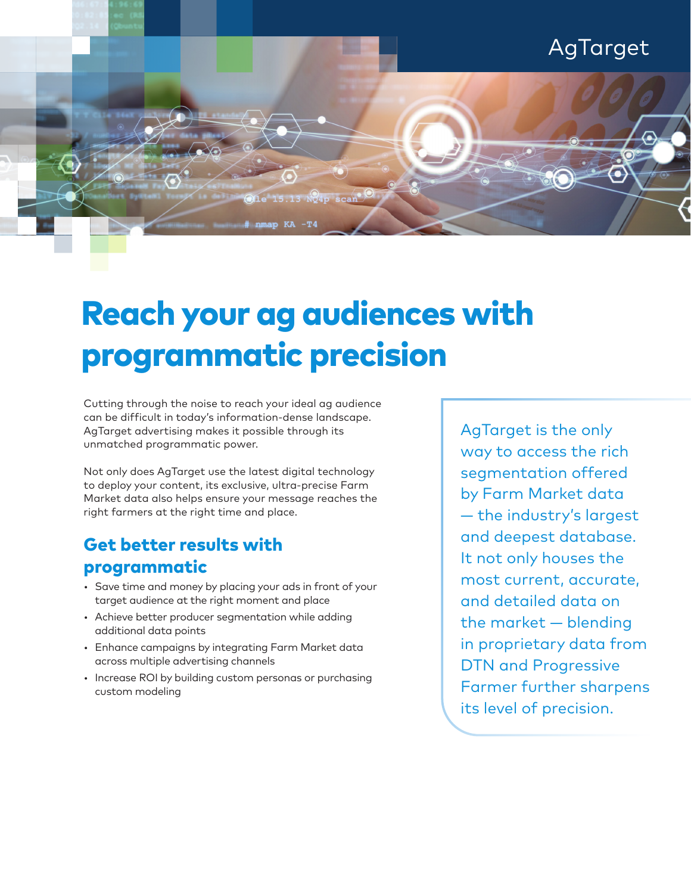AgTarget

# Reach your ag audiences with programmatic precision

Cutting through the noise to reach your ideal ag audience can be difficult in today's information-dense landscape. AgTarget advertising makes it possible through its unmatched programmatic power.

Not only does AgTarget use the latest digital technology to deploy your content, its exclusive, ultra-precise Farm Market data also helps ensure your message reaches the right farmers at the right time and place.

## Get better results with programmatic

- Save time and money by placing your ads in front of your target audience at the right moment and place
- Achieve better producer segmentation while adding additional data points
- Enhance campaigns by integrating Farm Market data across multiple advertising channels
- Increase ROI by building custom personas or purchasing custom modeling

AgTarget is the only way to access the rich segmentation offered by Farm Market data — the industry's largest and deepest database. It not only houses the most current, accurate, and detailed data on the market — blending in proprietary data from DTN and Progressive Farmer further sharpens its level of precision.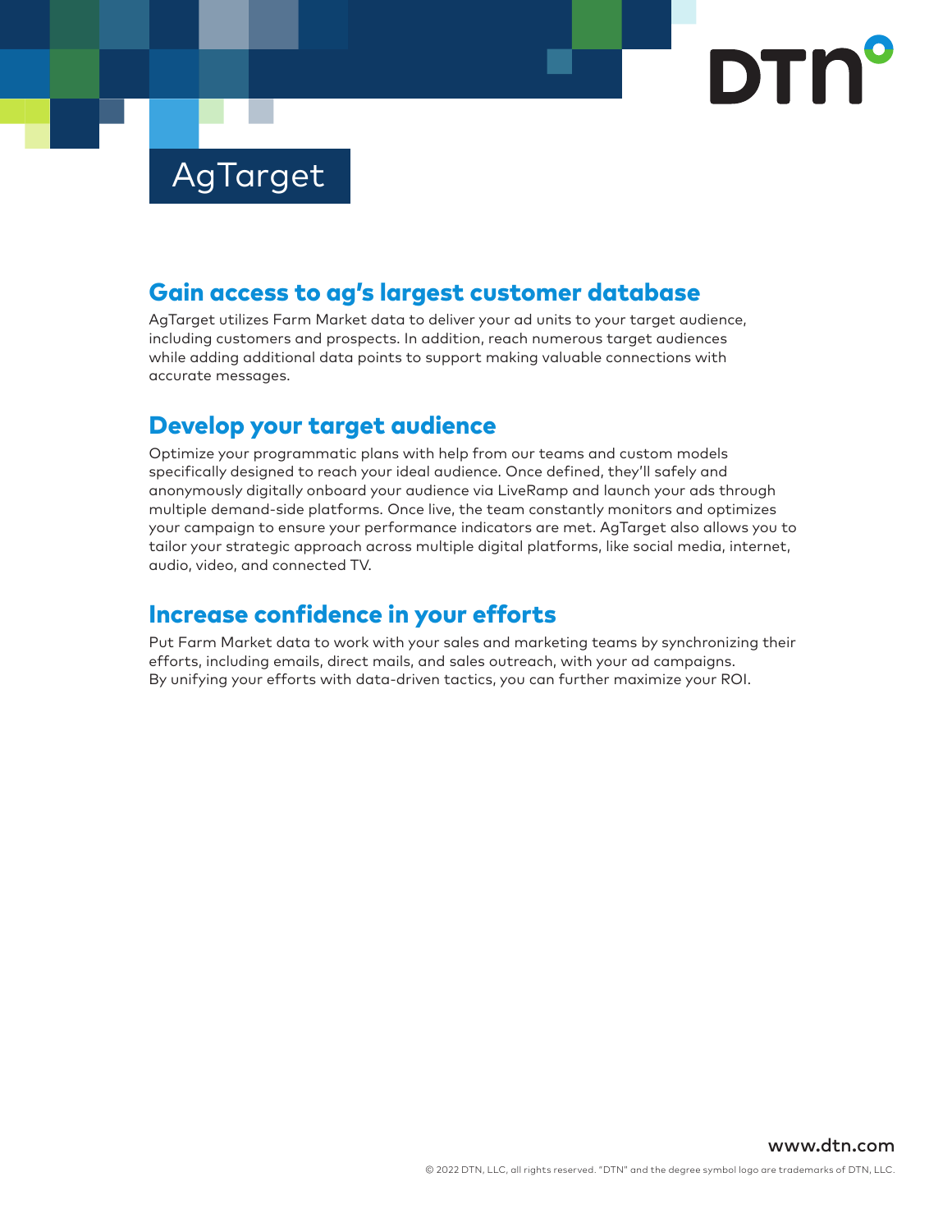# AgTarget

## Gain access to ag's largest customer database

AgTarget utilizes Farm Market data to deliver your ad units to your target audience, including customers and prospects. In addition, reach numerous target audiences while adding additional data points to support making valuable connections with accurate messages.

## Develop your target audience

Optimize your programmatic plans with help from our teams and custom models specifically designed to reach your ideal audience. Once defined, they'll safely and anonymously digitally onboard your audience via LiveRamp and launch your ads through multiple demand-side platforms. Once live, the team constantly monitors and optimizes your campaign to ensure your performance indicators are met. AgTarget also allows you to tailor your strategic approach across multiple digital platforms, like social media, internet, audio, video, and connected TV.

## Increase confidence in your efforts

Put Farm Market data to work with your sales and marketing teams by synchronizing their efforts, including emails, direct mails, and sales outreach, with your ad campaigns. By unifying your efforts with data-driven tactics, you can further maximize your ROI.

**www.dtn.com**

© 2022 DTN, LLC, all rights reserved. "DTN" and the degree symbol logo are trademarks of DTN, LLC.